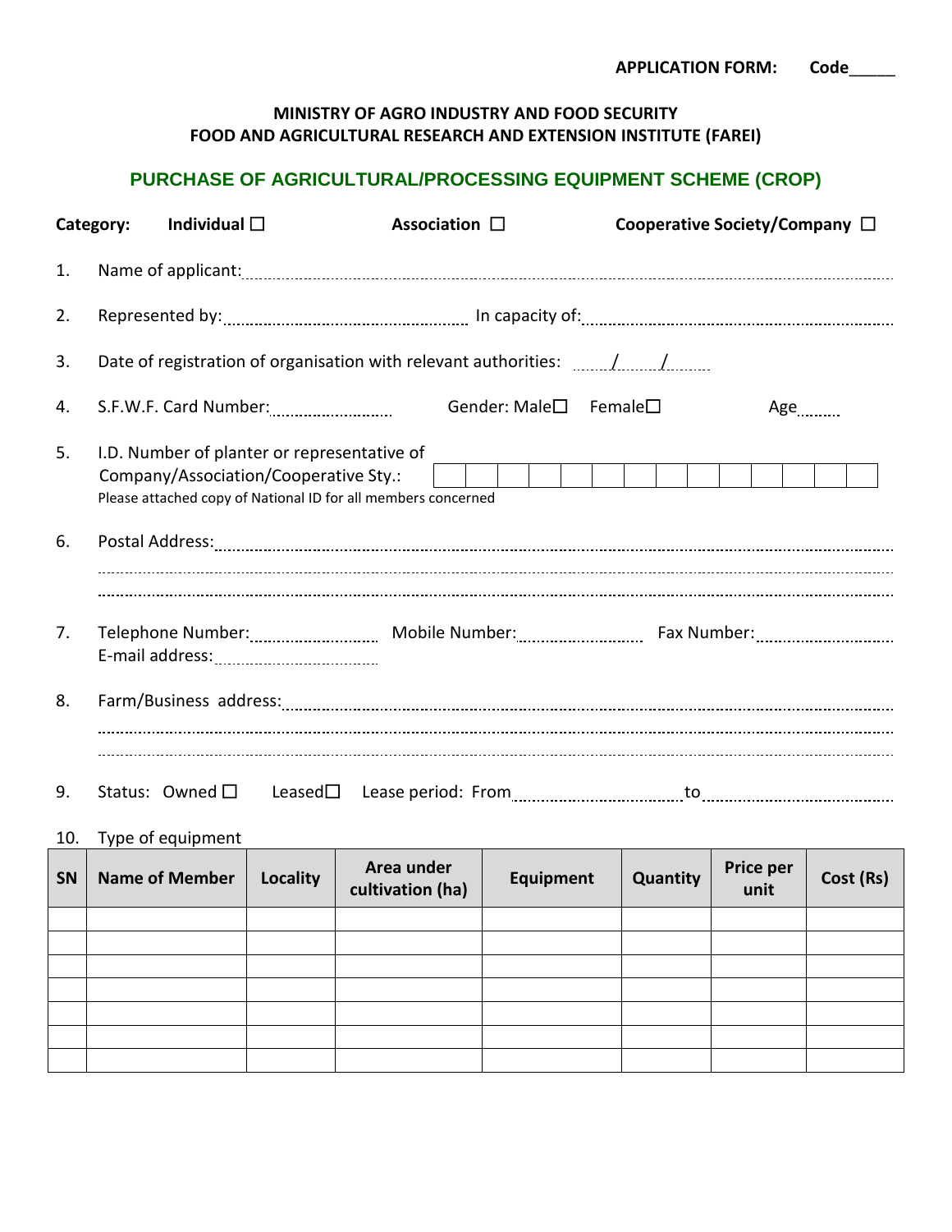**APPLICATION FORM: Code_____**

**MINISTRY OF AGRO INDUSTRY AND FOOD SECURITY**
**FOOD AND AGRICULTURAL RESEARCH AND EXTENSION INSTITUTE (FAREI)**

## PURCHASE OF AGRICULTURAL/PROCESSING EQUIPMENT SCHEME (CROP)

**Category:** **Individual** ☐ **Association** ☐ **Cooperative Society/Company** ☐

1. Name of applicant: ............................................................................................................

2. Represented by: .......................................... In capacity of: ..........................................

3. Date of registration of organisation with relevant authorities: ....../....../......

4. S.F.W.F. Card Number: ...................... Gender: Male☐ Female☐ Age........

5. I.D. Number of planter or representative of Company/Association/Cooperative Sty.: | | | | | | | | | | | | | | |
   Please attached copy of National ID for all members concerned

6. Postal Address: ............................................................................................................
   ............................................................................................................
   ............................................................................................................

7. Telephone Number: ...................... Mobile Number: ...................... Fax Number: ......................
   E-mail address: ......................................

8. Farm/Business address: ............................................................................................................
   ............................................................................................................
   ............................................................................................................

9. Status: Owned ☐ Leased☐ Lease period: From ............................ to ............................

10. Type of equipment

| SN | Name of Member | Locality | Area under cultivation (ha) | Equipment | Quantity | Price per unit | Cost (Rs) |
|---|---|---|---|---|---|---|---|
| | | | | | | | |
| | | | | | | | |
| | | | | | | | |
| | | | | | | | |
| | | | | | | | |
| | | | | | | | |
| | | | | | | | |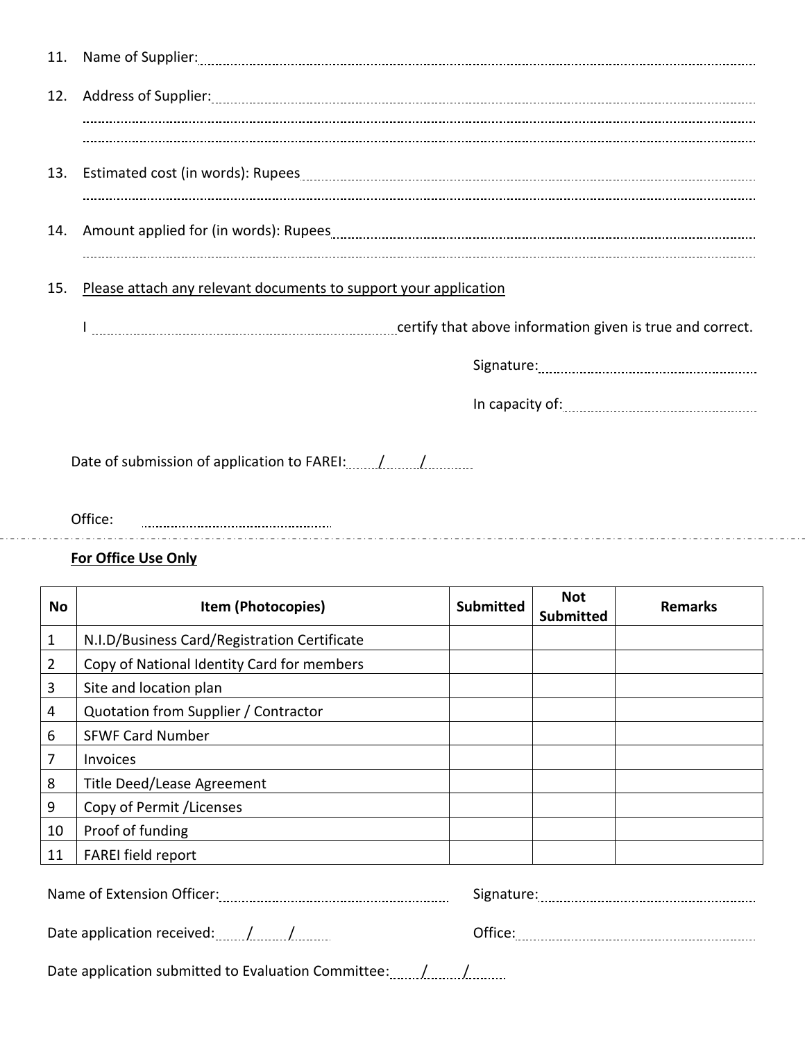11. Name of Supplier: ..............................................................................................................................................

12. Address of Supplier: ..............................................................................................................................................
..............................................................................................................................................
..............................................................................................................................................

13. Estimated cost (in words): Rupees ..............................................................................................................................................
..............................................................................................................................................

14. Amount applied for (in words): Rupees ..............................................................................................................................................
..............................................................................................................................................

15. <u>Please attach any relevant documents to support your application</u>

I ............................................................................ certify that above information given is true and correct.

Signature: ..............................................................

In capacity of: ..............................................................

Date of submission of application to FAREI: ....../....../..........

Office: ..............................................

---

**<u>For Office Use Only</u>**

| No | Item (Photocopies) | Submitted | Not Submitted | Remarks |
|---|---|---|---|---|
| 1 | N.I.D/Business Card/Registration Certificate | | | |
| 2 | Copy of National Identity Card for members | | | |
| 3 | Site and location plan | | | |
| 4 | Quotation from Supplier / Contractor | | | |
| 6 | SFWF Card Number | | | |
| 7 | Invoices | | | |
| 8 | Title Deed/Lease Agreement | | | |
| 9 | Copy of Permit /Licenses | | | |
| 10 | Proof of funding | | | |
| 11 | FAREI field report | | | |

Name of Extension Officer: .............................................................. Signature: ..............................................................

Date application received: ....../....../.......... Office: ..............................................................

Date application submitted to Evaluation Committee: ....../....../..........